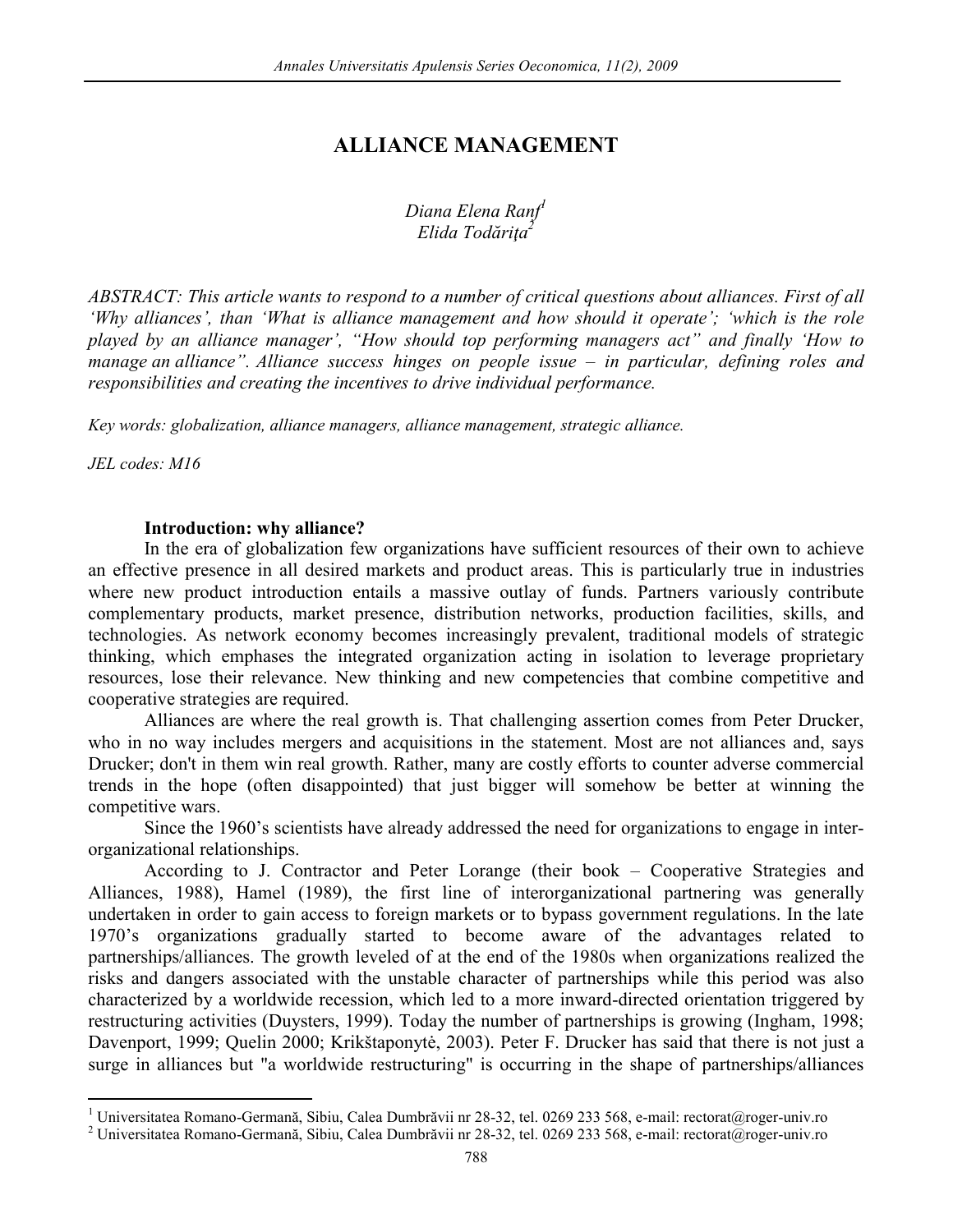# ALLIANCE MANAGEMENT

*Diana Elena Ranf*[1]
*Elida Todăriţa*[2]

*ABSTRACT: This article wants to respond to a number of critical questions about alliances. First of all 'Why alliances', than 'What is alliance management and how should it operate'; 'which is the role played by an alliance manager', "How should top performing managers act" and finally 'How to manage an alliance". Alliance success hinges on people issue – in particular, defining roles and responsibilities and creating the incentives to drive individual performance.*

*Key words: globalization, alliance managers, alliance management, strategic alliance.*

*JEL codes: M16*

**Introduction: why alliance?**

In the era of globalization few organizations have sufficient resources of their own to achieve an effective presence in all desired markets and product areas. This is particularly true in industries where new product introduction entails a massive outlay of funds. Partners variously contribute complementary products, market presence, distribution networks, production facilities, skills, and technologies. As network economy becomes increasingly prevalent, traditional models of strategic thinking, which emphases the integrated organization acting in isolation to leverage proprietary resources, lose their relevance. New thinking and new competencies that combine competitive and cooperative strategies are required.

Alliances are where the real growth is. That challenging assertion comes from Peter Drucker, who in no way includes mergers and acquisitions in the statement. Most are not alliances and, says Drucker; don't in them win real growth. Rather, many are costly efforts to counter adverse commercial trends in the hope (often disappointed) that just bigger will somehow be better at winning the competitive wars.

Since the 1960's scientists have already addressed the need for organizations to engage in inter-organizational relationships.

According to J. Contractor and Peter Lorange (their book – Cooperative Strategies and Alliances, 1988), Hamel (1989), the first line of interorganizational partnering was generally undertaken in order to gain access to foreign markets or to bypass government regulations. In the late 1970's organizations gradually started to become aware of the advantages related to partnerships/alliances. The growth leveled of at the end of the 1980s when organizations realized the risks and dangers associated with the unstable character of partnerships while this period was also characterized by a worldwide recession, which led to a more inward-directed orientation triggered by restructuring activities (Duysters, 1999). Today the number of partnerships is growing (Ingham, 1998; Davenport, 1999; Quelin 2000; Krikštaponytė, 2003). Peter F. Drucker has said that there is not just a surge in alliances but "a worldwide restructuring" is occurring in the shape of partnerships/alliances

---

[1] Universitatea Romano-Germană, Sibiu, Calea Dumbrăvii nr 28-32, tel. 0269 233 568, e-mail: rectorat@roger-univ.ro

[2] Universitatea Romano-Germană, Sibiu, Calea Dumbrăvii nr 28-32, tel. 0269 233 568, e-mail: rectorat@roger-univ.ro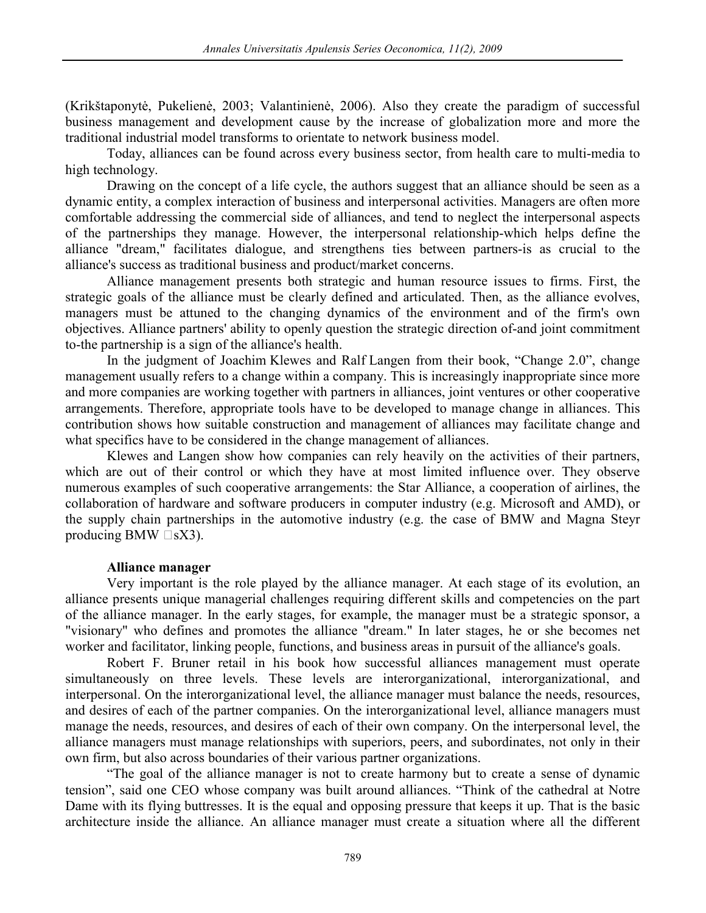(Krikštaponytė, Pukelienė, 2003; Valantinienė, 2006). Also they create the paradigm of successful business management and development cause by the increase of globalization more and more the traditional industrial model transforms to orientate to network business model.

Today, alliances can be found across every business sector, from health care to multi-media to high technology.

Drawing on the concept of a life cycle, the authors suggest that an alliance should be seen as a dynamic entity, a complex interaction of business and interpersonal activities. Managers are often more comfortable addressing the commercial side of alliances, and tend to neglect the interpersonal aspects of the partnerships they manage. However, the interpersonal relationship-which helps define the alliance "dream," facilitates dialogue, and strengthens ties between partners-is as crucial to the alliance's success as traditional business and product/market concerns.

Alliance management presents both strategic and human resource issues to firms. First, the strategic goals of the alliance must be clearly defined and articulated. Then, as the alliance evolves, managers must be attuned to the changing dynamics of the environment and of the firm's own objectives. Alliance partners' ability to openly question the strategic direction of-and joint commitment to-the partnership is a sign of the alliance's health.

In the judgment of Joachim Klewes and Ralf Langen from their book, "Change 2.0", change management usually refers to a change within a company. This is increasingly inappropriate since more and more companies are working together with partners in alliances, joint ventures or other cooperative arrangements. Therefore, appropriate tools have to be developed to manage change in alliances. This contribution shows how suitable construction and management of alliances may facilitate change and what specifics have to be considered in the change management of alliances.

Klewes and Langen show how companies can rely heavily on the activities of their partners, which are out of their control or which they have at most limited influence over. They observe numerous examples of such cooperative arrangements: the Star Alliance, a cooperation of airlines, the collaboration of hardware and software producers in computer industry (e.g. Microsoft and AMD), or the supply chain partnerships in the automotive industry (e.g. the case of BMW and Magna Steyr producing BMW sX3).

**Alliance manager**

Very important is the role played by the alliance manager. At each stage of its evolution, an alliance presents unique managerial challenges requiring different skills and competencies on the part of the alliance manager. In the early stages, for example, the manager must be a strategic sponsor, a "visionary" who defines and promotes the alliance "dream." In later stages, he or she becomes net worker and facilitator, linking people, functions, and business areas in pursuit of the alliance's goals.

Robert F. Bruner retail in his book how successful alliances management must operate simultaneously on three levels. These levels are interorganizational, interorganizational, and interpersonal. On the interorganizational level, the alliance manager must balance the needs, resources, and desires of each of the partner companies. On the interorganizational level, alliance managers must manage the needs, resources, and desires of each of their own company. On the interpersonal level, the alliance managers must manage relationships with superiors, peers, and subordinates, not only in their own firm, but also across boundaries of their various partner organizations.

"The goal of the alliance manager is not to create harmony but to create a sense of dynamic tension", said one CEO whose company was built around alliances. "Think of the cathedral at Notre Dame with its flying buttresses. It is the equal and opposing pressure that keeps it up. That is the basic architecture inside the alliance. An alliance manager must create a situation where all the different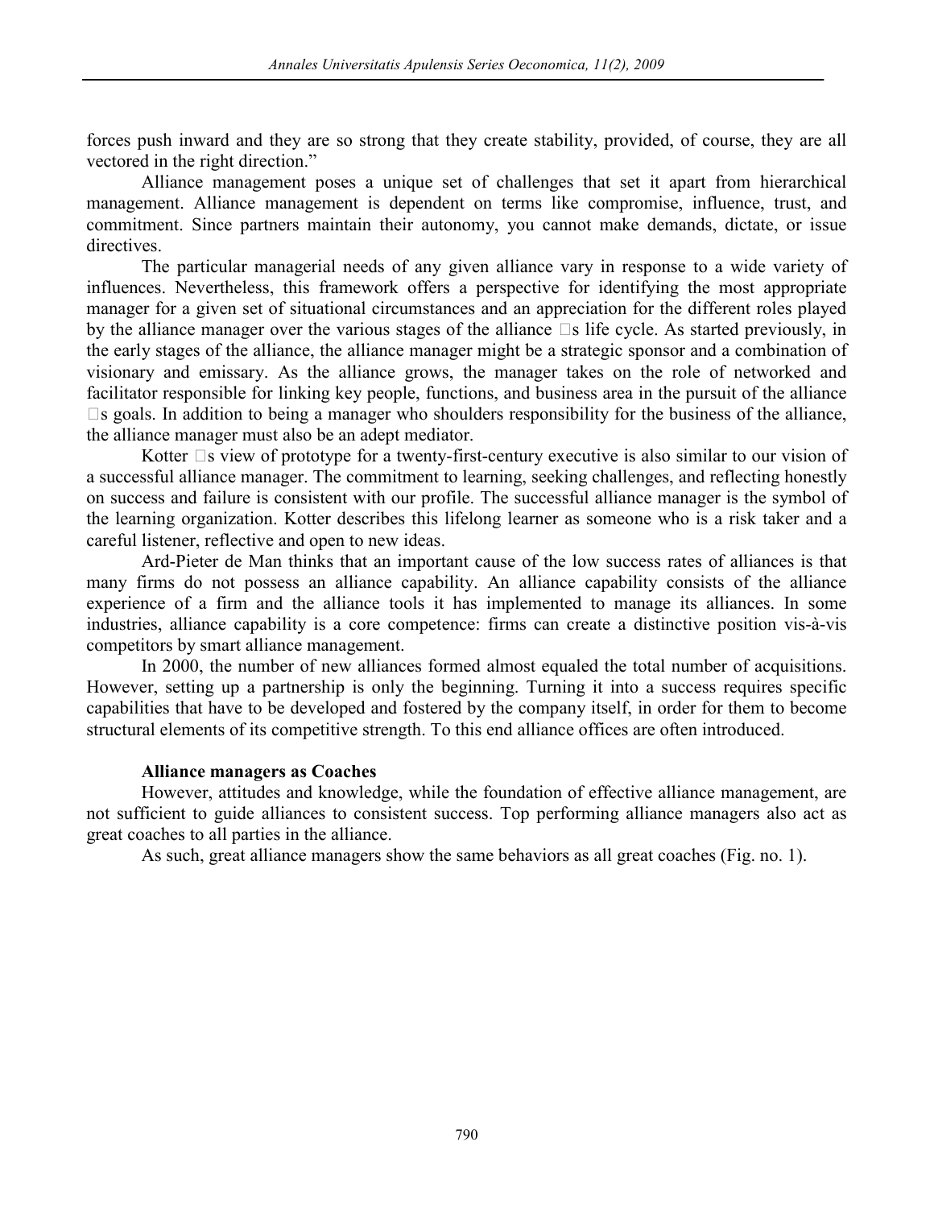forces push inward and they are so strong that they create stability, provided, of course, they are all vectored in the right direction."

Alliance management poses a unique set of challenges that set it apart from hierarchical management. Alliance management is dependent on terms like compromise, influence, trust, and commitment. Since partners maintain their autonomy, you cannot make demands, dictate, or issue directives.

The particular managerial needs of any given alliance vary in response to a wide variety of influences. Nevertheless, this framework offers a perspective for identifying the most appropriate manager for a given set of situational circumstances and an appreciation for the different roles played by the alliance manager over the various stages of the alliance s life cycle. As started previously, in the early stages of the alliance, the alliance manager might be a strategic sponsor and a combination of visionary and emissary. As the alliance grows, the manager takes on the role of networked and facilitator responsible for linking key people, functions, and business area in the pursuit of the alliance s goals. In addition to being a manager who shoulders responsibility for the business of the alliance, the alliance manager must also be an adept mediator.

Kotter s view of prototype for a twenty-first-century executive is also similar to our vision of a successful alliance manager. The commitment to learning, seeking challenges, and reflecting honestly on success and failure is consistent with our profile. The successful alliance manager is the symbol of the learning organization. Kotter describes this lifelong learner as someone who is a risk taker and a careful listener, reflective and open to new ideas.

Ard-Pieter de Man thinks that an important cause of the low success rates of alliances is that many firms do not possess an alliance capability. An alliance capability consists of the alliance experience of a firm and the alliance tools it has implemented to manage its alliances. In some industries, alliance capability is a core competence: firms can create a distinctive position vis-à-vis competitors by smart alliance management.

In 2000, the number of new alliances formed almost equaled the total number of acquisitions. However, setting up a partnership is only the beginning. Turning it into a success requires specific capabilities that have to be developed and fostered by the company itself, in order for them to become structural elements of its competitive strength. To this end alliance offices are often introduced.

**Alliance managers as Coaches**

However, attitudes and knowledge, while the foundation of effective alliance management, are not sufficient to guide alliances to consistent success. Top performing alliance managers also act as great coaches to all parties in the alliance.

As such, great alliance managers show the same behaviors as all great coaches (Fig. no. 1).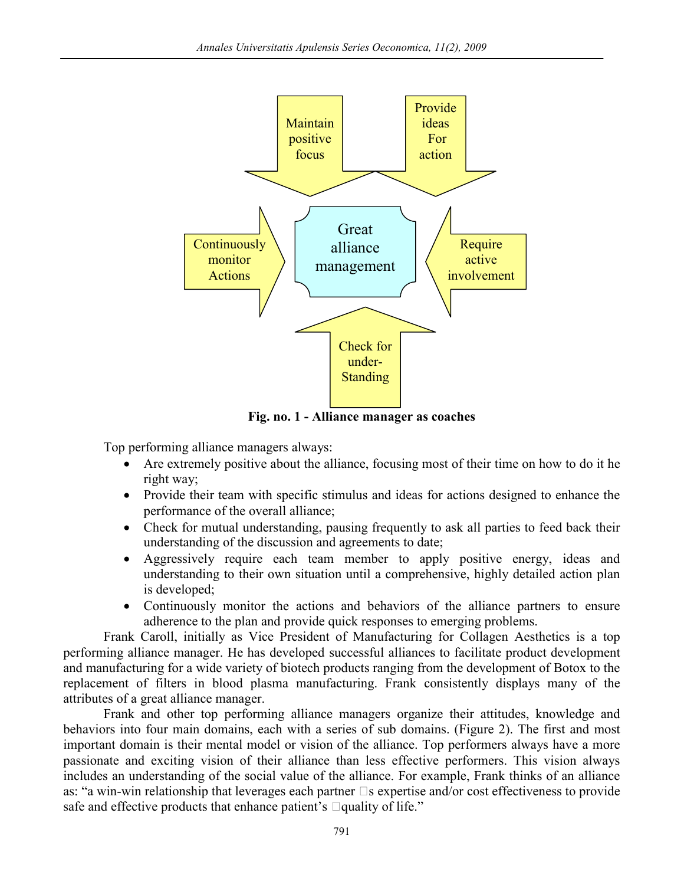Maintain positive focus

Provide ideas For action

Continuously monitor Actions

Great alliance management

Require active involvement

Check for under-Standing

**Fig. no. 1 - Alliance manager as coaches**

Top performing alliance managers always:

- Are extremely positive about the alliance, focusing most of their time on how to do it he right way;
- Provide their team with specific stimulus and ideas for actions designed to enhance the performance of the overall alliance;
- Check for mutual understanding, pausing frequently to ask all parties to feed back their understanding of the discussion and agreements to date;
- Aggressively require each team member to apply positive energy, ideas and understanding to their own situation until a comprehensive, highly detailed action plan is developed;
- Continuously monitor the actions and behaviors of the alliance partners to ensure adherence to the plan and provide quick responses to emerging problems.

Frank Caroll, initially as Vice President of Manufacturing for Collagen Aesthetics is a top performing alliance manager. He has developed successful alliances to facilitate product development and manufacturing for a wide variety of biotech products ranging from the development of Botox to the replacement of filters in blood plasma manufacturing. Frank consistently displays many of the attributes of a great alliance manager.

Frank and other top performing alliance managers organize their attitudes, knowledge and behaviors into four main domains, each with a series of sub domains. (Figure 2). The first and most important domain is their mental model or vision of the alliance. Top performers always have a more passionate and exciting vision of their alliance than less effective performers. This vision always includes an understanding of the social value of the alliance. For example, Frank thinks of an alliance as: "a win-win relationship that leverages each partner s expertise and/or cost effectiveness to provide safe and effective products that enhance patient's quality of life."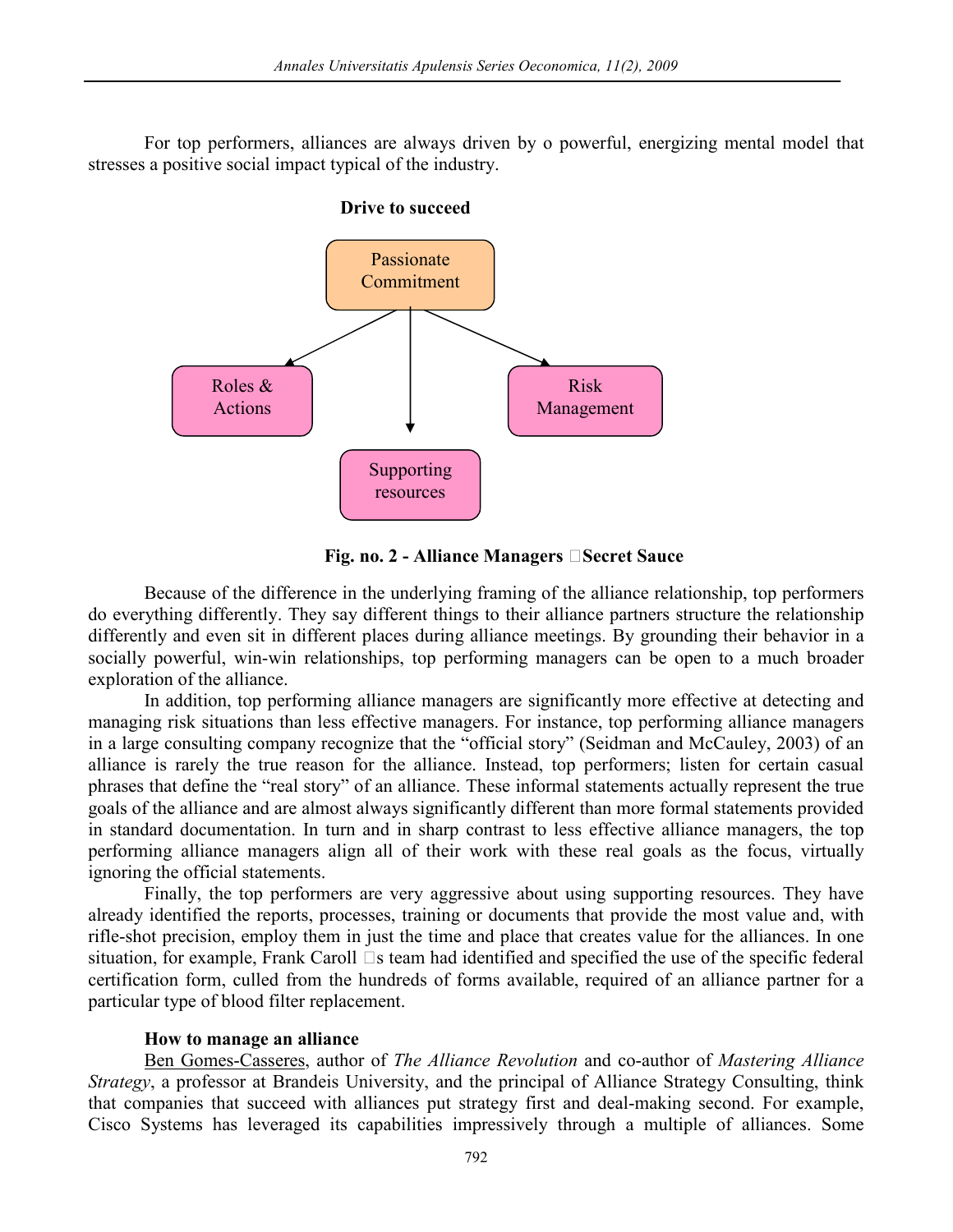For top performers, alliances are always driven by o powerful, energizing mental model that stresses a positive social impact typical of the industry.

**Drive to succeed**

Passionate Commitment

Roles & Actions

Risk Management

Supporting resources

**Fig. no. 2 - Alliance Managers Secret Sauce**

Because of the difference in the underlying framing of the alliance relationship, top performers do everything differently. They say different things to their alliance partners structure the relationship differently and even sit in different places during alliance meetings. By grounding their behavior in a socially powerful, win-win relationships, top performing managers can be open to a much broader exploration of the alliance.

In addition, top performing alliance managers are significantly more effective at detecting and managing risk situations than less effective managers. For instance, top performing alliance managers in a large consulting company recognize that the "official story" (Seidman and McCauley, 2003) of an alliance is rarely the true reason for the alliance. Instead, top performers; listen for certain casual phrases that define the "real story" of an alliance. These informal statements actually represent the true goals of the alliance and are almost always significantly different than more formal statements provided in standard documentation. In turn and in sharp contrast to less effective alliance managers, the top performing alliance managers align all of their work with these real goals as the focus, virtually ignoring the official statements.

Finally, the top performers are very aggressive about using supporting resources. They have already identified the reports, processes, training or documents that provide the most value and, with rifle-shot precision, employ them in just the time and place that creates value for the alliances. In one situation, for example, Frank Caroll s team had identified and specified the use of the specific federal certification form, culled from the hundreds of forms available, required of an alliance partner for a particular type of blood filter replacement.

**How to manage an alliance**

Ben Gomes-Casseres, author of *The Alliance Revolution* and co-author of *Mastering Alliance Strategy*, a professor at Brandeis University, and the principal of Alliance Strategy Consulting, think that companies that succeed with alliances put strategy first and deal-making second. For example, Cisco Systems has leveraged its capabilities impressively through a multiple of alliances. Some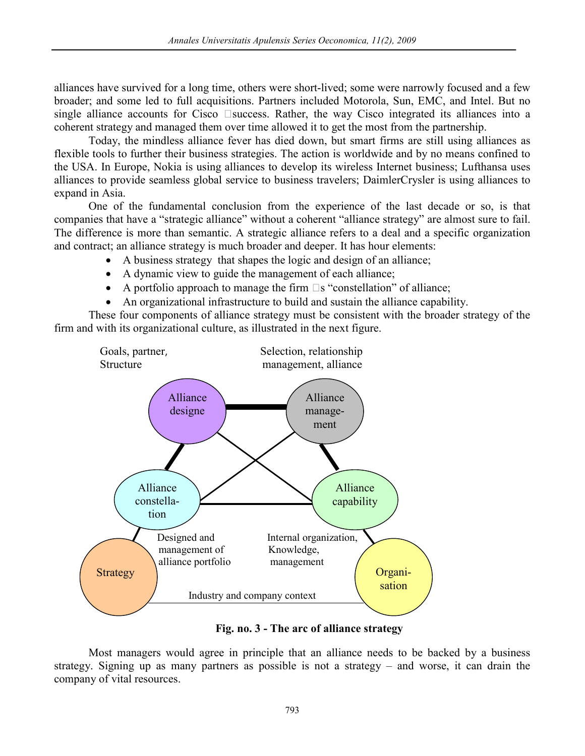alliances have survived for a long time, others were short-lived; some were narrowly focused and a few broader; and some led to full acquisitions. Partners included Motorola, Sun, EMC, and Intel. But no single alliance accounts for Cisco success. Rather, the way Cisco integrated its alliances into a coherent strategy and managed them over time allowed it to get the most from the partnership.

Today, the mindless alliance fever has died down, but smart firms are still using alliances as flexible tools to further their business strategies. The action is worldwide and by no means confined to the USA. In Europe, Nokia is using alliances to develop its wireless Internet business; Lufthansa uses alliances to provide seamless global service to business travelers; DaimlerCrysler is using alliances to expand in Asia.

One of the fundamental conclusion from the experience of the last decade or so, is that companies that have a "strategic alliance" without a coherent "alliance strategy" are almost sure to fail. The difference is more than semantic. A strategic alliance refers to a deal and a specific organization and contract; an alliance strategy is much broader and deeper. It has hour elements:

- A business strategy that shapes the logic and design of an alliance;
- A dynamic view to guide the management of each alliance;
- A portfolio approach to manage the firm s "constellation" of alliance;
- An organizational infrastructure to build and sustain the alliance capability.

These four components of alliance strategy must be consistent with the broader strategy of the firm and with its organizational culture, as illustrated in the next figure.

Goals, partner, Structure

Selection, relationship management, alliance

Alliance designe

Alliance manage-ment

Alliance constella-tion

Alliance capability

Strategy

Designed and management of alliance portfolio

Internal organization, Knowledge, management

Organi-sation

Industry and company context

**Fig. no. 3 - The arc of alliance strategy**

Most managers would agree in principle that an alliance needs to be backed by a business strategy. Signing up as many partners as possible is not a strategy – and worse, it can drain the company of vital resources.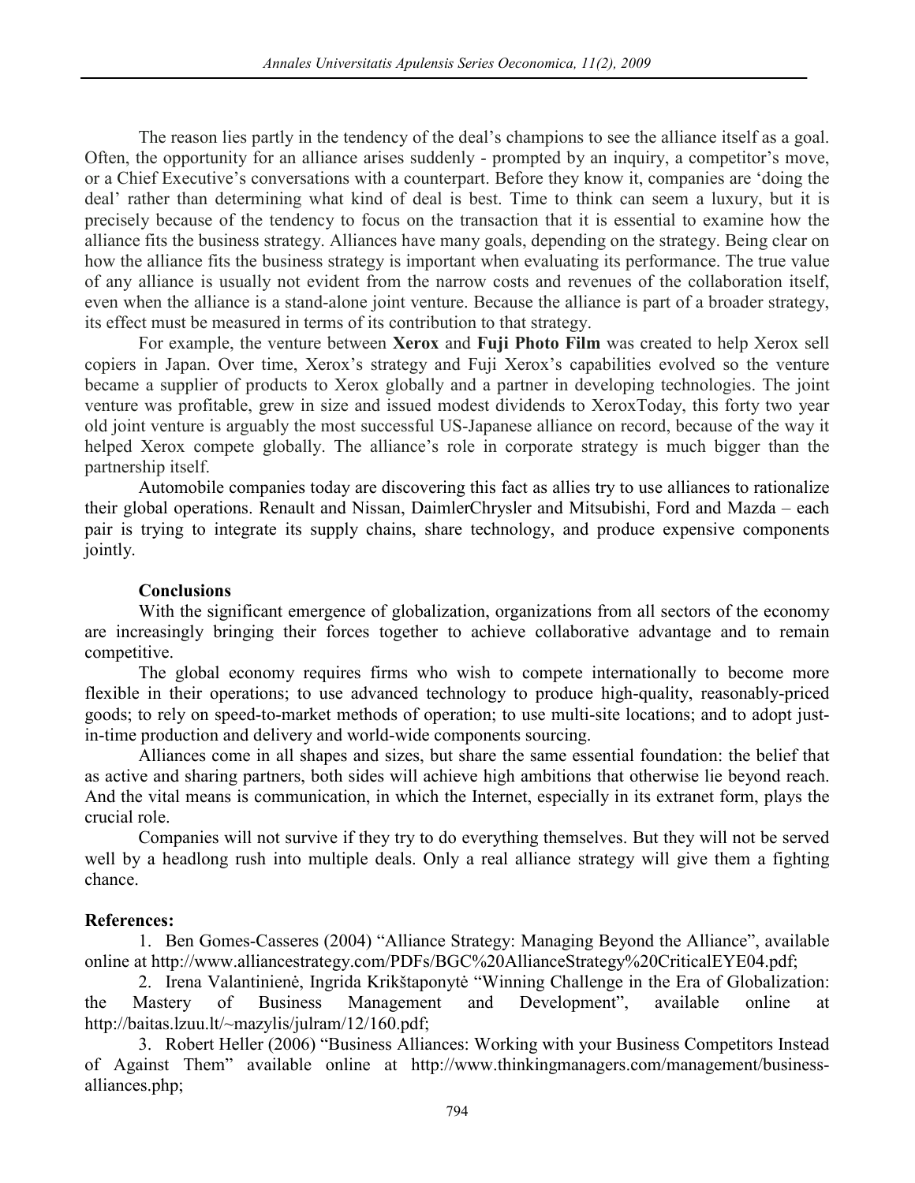The reason lies partly in the tendency of the deal's champions to see the alliance itself as a goal. Often, the opportunity for an alliance arises suddenly - prompted by an inquiry, a competitor's move, or a Chief Executive's conversations with a counterpart. Before they know it, companies are 'doing the deal' rather than determining what kind of deal is best. Time to think can seem a luxury, but it is precisely because of the tendency to focus on the transaction that it is essential to examine how the alliance fits the business strategy. Alliances have many goals, depending on the strategy. Being clear on how the alliance fits the business strategy is important when evaluating its performance. The true value of any alliance is usually not evident from the narrow costs and revenues of the collaboration itself, even when the alliance is a stand-alone joint venture. Because the alliance is part of a broader strategy, its effect must be measured in terms of its contribution to that strategy.

For example, the venture between **Xerox** and **Fuji Photo Film** was created to help Xerox sell copiers in Japan. Over time, Xerox's strategy and Fuji Xerox's capabilities evolved so the venture became a supplier of products to Xerox globally and a partner in developing technologies. The joint venture was profitable, grew in size and issued modest dividends to XeroxToday, this forty two year old joint venture is arguably the most successful US-Japanese alliance on record, because of the way it helped Xerox compete globally. The alliance's role in corporate strategy is much bigger than the partnership itself.

Automobile companies today are discovering this fact as allies try to use alliances to rationalize their global operations. Renault and Nissan, DaimlerChrysler and Mitsubishi, Ford and Mazda – each pair is trying to integrate its supply chains, share technology, and produce expensive components jointly.

**Conclusions**

With the significant emergence of globalization, organizations from all sectors of the economy are increasingly bringing their forces together to achieve collaborative advantage and to remain competitive.

The global economy requires firms who wish to compete internationally to become more flexible in their operations; to use advanced technology to produce high-quality, reasonably-priced goods; to rely on speed-to-market methods of operation; to use multi-site locations; and to adopt just-in-time production and delivery and world-wide components sourcing.

Alliances come in all shapes and sizes, but share the same essential foundation: the belief that as active and sharing partners, both sides will achieve high ambitions that otherwise lie beyond reach. And the vital means is communication, in which the Internet, especially in its extranet form, plays the crucial role.

Companies will not survive if they try to do everything themselves. But they will not be served well by a headlong rush into multiple deals. Only a real alliance strategy will give them a fighting chance.

**References:**

1. Ben Gomes-Casseres (2004) "Alliance Strategy: Managing Beyond the Alliance", available online at http://www.alliancestrategy.com/PDFs/BGC%20AllianceStrategy%20CriticalEYE04.pdf;
2. Irena Valantinienė, Ingrida Krikštaponytė "Winning Challenge in the Era of Globalization: the Mastery of Business Management and Development", available online at http://baitas.lzuu.lt/~mazylis/julram/12/160.pdf;
3. Robert Heller (2006) "Business Alliances: Working with your Business Competitors Instead of Against Them" available online at http://www.thinkingmanagers.com/management/business-alliances.php;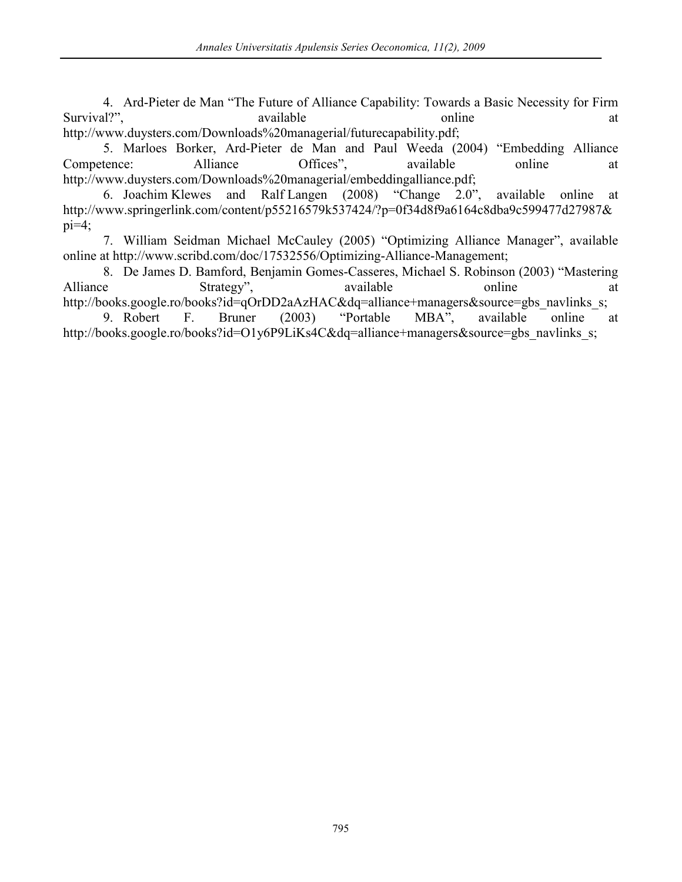4. Ard-Pieter de Man "The Future of Alliance Capability: Towards a Basic Necessity for Firm Survival?", available online at http://www.duysters.com/Downloads%20managerial/futurecapability.pdf;

5. Marloes Borker, Ard-Pieter de Man and Paul Weeda (2004) "Embedding Alliance Competence: Alliance Offices", available online at http://www.duysters.com/Downloads%20managerial/embeddingalliance.pdf;

6. Joachim Klewes and Ralf Langen (2008) "Change 2.0", available online at http://www.springerlink.com/content/p55216579k537424/?p=0f34d8f9a6164c8dba9c599477d27987&pi=4;

7. William Seidman Michael McCauley (2005) "Optimizing Alliance Manager", available online at http://www.scribd.com/doc/17532556/Optimizing-Alliance-Management;

8. De James D. Bamford, Benjamin Gomes-Casseres, Michael S. Robinson (2003) "Mastering Alliance Strategy", available online at http://books.google.ro/books?id=qOrDD2aAzHAC&dq=alliance+managers&source=gbs_navlinks_s;

9. Robert F. Bruner (2003) "Portable MBA", available online at http://books.google.ro/books?id=O1y6P9LiKs4C&dq=alliance+managers&source=gbs_navlinks_s;